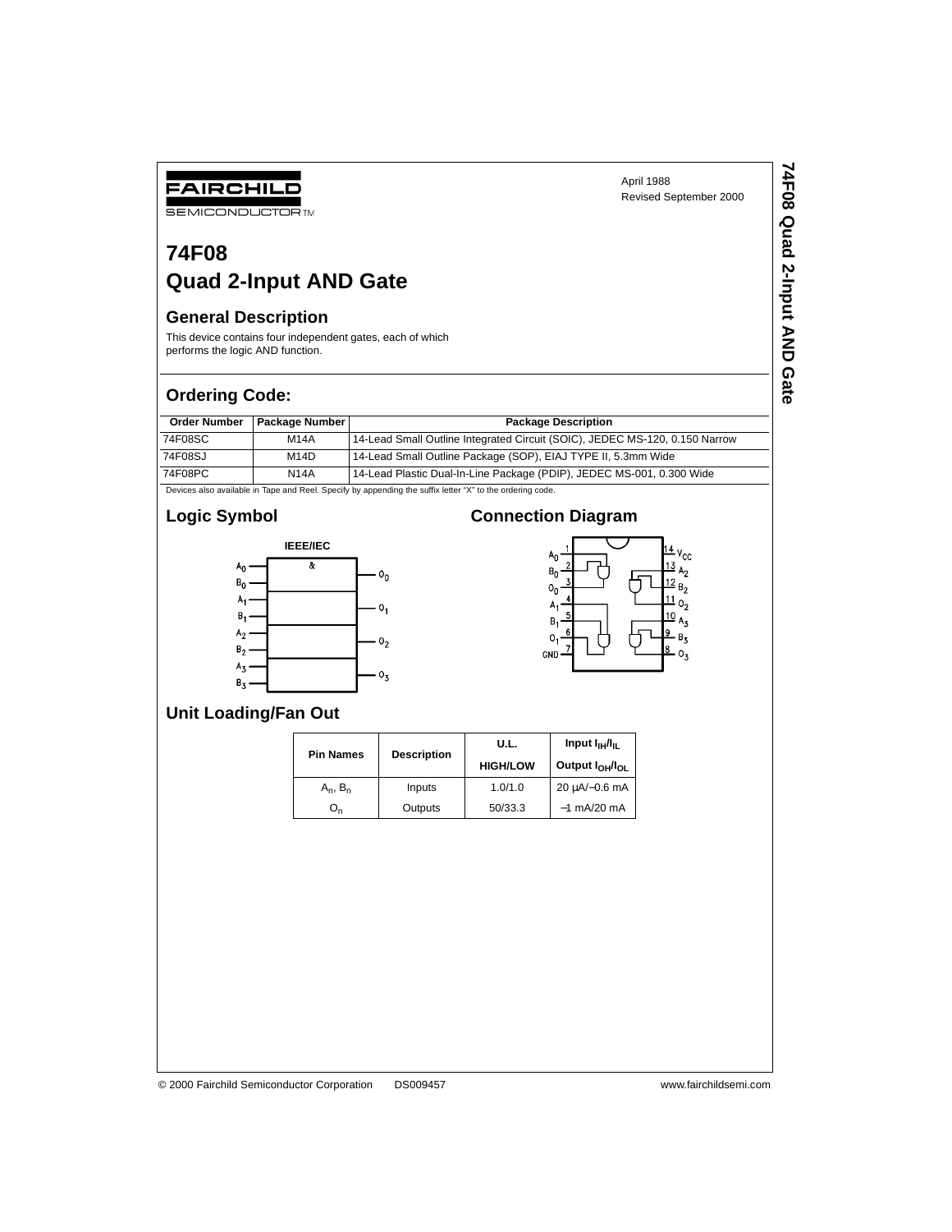FAIRCHILD SEMICONDUCTOR™

April 1988
Revised September 2000

# 74F08 Quad 2-Input AND Gate

## General Description

This device contains four independent gates, each of which performs the logic AND function.

## Ordering Code:

| Order Number | Package Number | Package Description |
|---|---|---|
| 74F08SC | M14A | 14-Lead Small Outline Integrated Circuit (SOIC), JEDEC MS-120, 0.150 Narrow |
| 74F08SJ | M14D | 14-Lead Small Outline Package (SOP), EIAJ TYPE II, 5.3mm Wide |
| 74F08PC | N14A | 14-Lead Plastic Dual-In-Line Package (PDIP), JEDEC MS-001, 0.300 Wide |

Devices also available in Tape and Reel. Specify by appending the suffix letter "X" to the ordering code.

## Logic Symbol

IEEE/IEC

## Connection Diagram

## Unit Loading/Fan Out

| Pin Names | Description | U.L. HIGH/LOW | Input $I_{IH}/I_{IL}$ Output $I_{OH}/I_{OL}$ |
|---|---|---|---|
| $A_n$, $B_n$ | Inputs | 1.0/1.0 | 20 μA/−0.6 mA |
| $O_n$ | Outputs | 50/33.3 | −1 mA/20 mA |

© 2000 Fairchild Semiconductor Corporation DS009457 www.fairchildsemi.com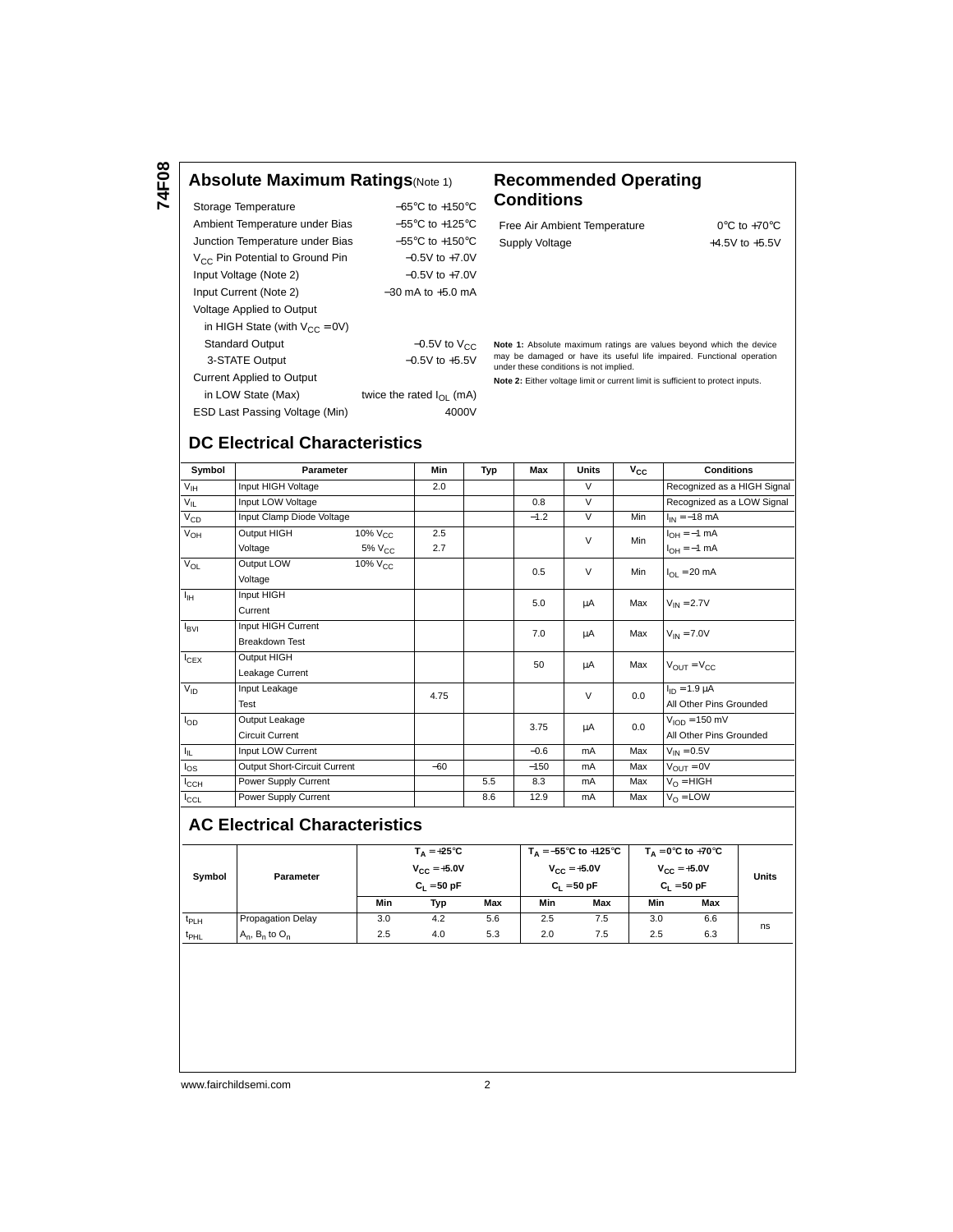## Absolute Maximum Ratings (Note 1)

| | |
|---|---|
| Storage Temperature | −65°C to +150°C |
| Ambient Temperature under Bias | −55°C to +125°C |
| Junction Temperature under Bias | −55°C to +150°C |
| $V_{CC}$ Pin Potential to Ground Pin | −0.5V to +7.0V |
| Input Voltage (Note 2) | −0.5V to +7.0V |
| Input Current (Note 2) | −30 mA to +5.0 mA |
| Voltage Applied to Output in HIGH State (with $V_{CC}$ = 0V) | |
| Standard Output | −0.5V to $V_{CC}$ |
| 3-STATE Output | −0.5V to +5.5V |
| Current Applied to Output in LOW State (Max) | twice the rated $I_{OL}$ (mA) |
| ESD Last Passing Voltage (Min) | 4000V |

## Recommended Operating Conditions

| | |
|---|---|
| Free Air Ambient Temperature | 0°C to +70°C |
| Supply Voltage | +4.5V to +5.5V |

**Note 1:** Absolute maximum ratings are values beyond which the device may be damaged or have its useful life impaired. Functional operation under these conditions is not implied.

**Note 2:** Either voltage limit or current limit is sufficient to protect inputs.

## DC Electrical Characteristics

| Symbol | Parameter | | Min | Typ | Max | Units | $V_{CC}$ | Conditions |
|---|---|---|---|---|---|---|---|---|
| $V_{IH}$ | Input HIGH Voltage | | 2.0 | | | V | | Recognized as a HIGH Signal |
| $V_{IL}$ | Input LOW Voltage | | | | 0.8 | V | | Recognized as a LOW Signal |
| $V_{CD}$ | Input Clamp Diode Voltage | | | | −1.2 | V | Min | $I_{IN}$ = −18 mA |
| $V_{OH}$ | Output HIGH Voltage | 10% $V_{CC}$ | 2.5 | | | V | Min | $I_{OH}$ = −1 mA |
| | | 5% $V_{CC}$ | 2.7 | | | | | $I_{OH}$ = −1 mA |
| $V_{OL}$ | Output LOW Voltage | 10% $V_{CC}$ | | | 0.5 | V | Min | $I_{OL}$ = 20 mA |
| $I_{IH}$ | Input HIGH Current | | | | 5.0 | µA | Max | $V_{IN}$ = 2.7V |
| $I_{BVI}$ | Input HIGH Current Breakdown Test | | | | 7.0 | µA | Max | $V_{IN}$ = 7.0V |
| $I_{CEX}$ | Output HIGH Leakage Current | | | | 50 | µA | Max | $V_{OUT}$ = $V_{CC}$ |
| $V_{ID}$ | Input Leakage Test | | 4.75 | | | V | 0.0 | $I_{ID}$ = 1.9 µA All Other Pins Grounded |
| $I_{OD}$ | Output Leakage Circuit Current | | | | 3.75 | µA | 0.0 | $V_{IOD}$ = 150 mV All Other Pins Grounded |
| $I_{IL}$ | Input LOW Current | | | | −0.6 | mA | Max | $V_{IN}$ = 0.5V |
| $I_{OS}$ | Output Short-Circuit Current | | −60 | | −150 | mA | Max | $V_{OUT}$ = 0V |
| $I_{CCH}$ | Power Supply Current | | | 5.5 | 8.3 | mA | Max | $V_O$ = HIGH |
| $I_{CCL}$ | Power Supply Current | | | 8.6 | 12.9 | mA | Max | $V_O$ = LOW |

## AC Electrical Characteristics

| Symbol | Parameter | $T_A$ = +25°C, $V_{CC}$ = +5.0V, $C_L$ = 50 pF | | | $T_A$ = −55°C to +125°C, $V_{CC}$ = +5.0V, $C_L$ = 50 pF | | $T_A$ = 0°C to +70°C, $V_{CC}$ = +5.0V, $C_L$ = 50 pF | | Units |
|---|---|---|---|---|---|---|---|---|---|
| | | Min | Typ | Max | Min | Max | Min | Max | |
| $t_{PLH}$ | Propagation Delay | 3.0 | 4.2 | 5.6 | 2.5 | 7.5 | 3.0 | 6.6 | ns |
| $t_{PHL}$ | $A_n$, $B_n$ to $O_n$ | 2.5 | 4.0 | 5.3 | 2.0 | 7.5 | 2.5 | 6.3 | |